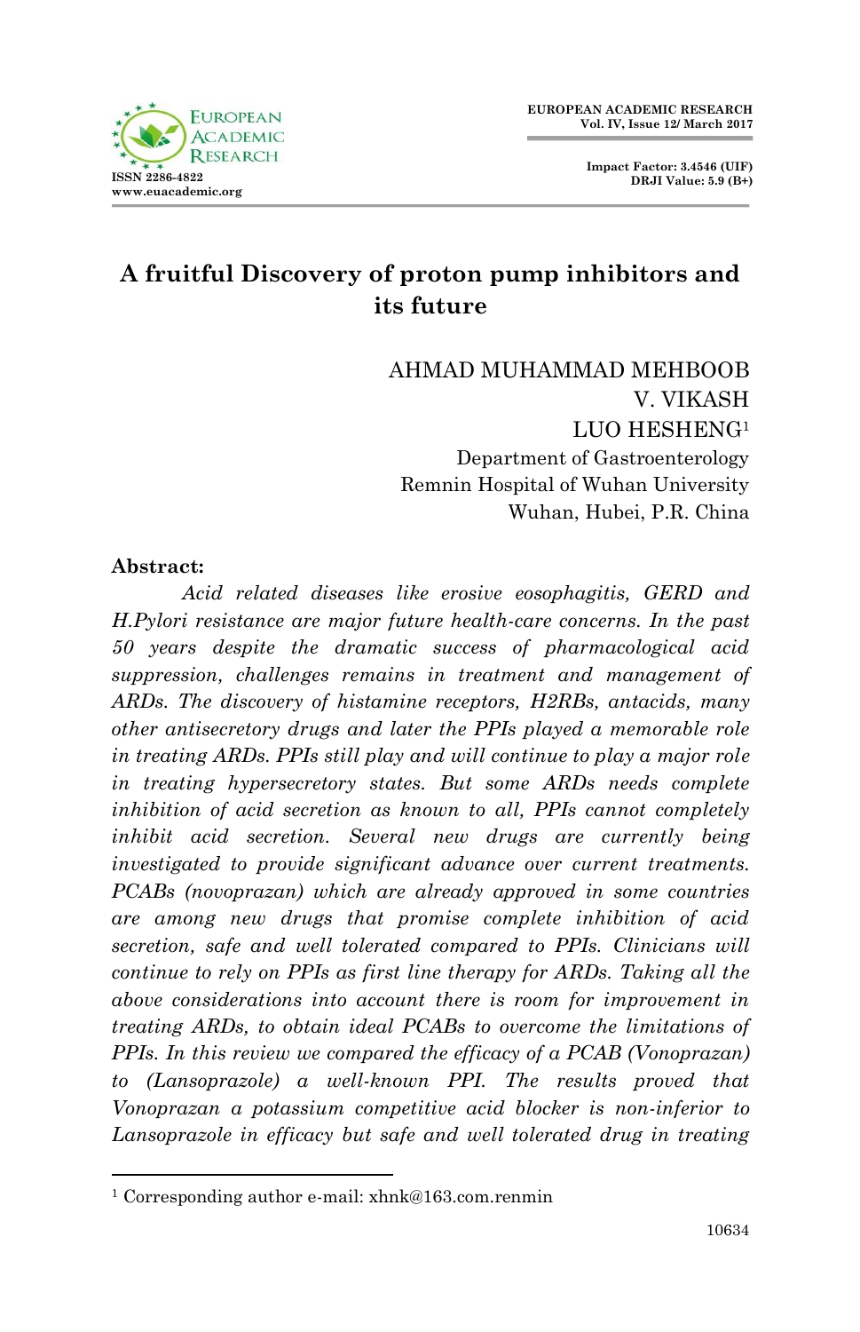# A fruitful Discovery of proton pump inhibitors and its future

AHMAD MUHAMMAD MEHBOOB
V. VIKASH
LUO HESHENG[1]
Department of Gastroenterology
Remnin Hospital of Wuhan University
Wuhan, Hubei, P.R. China

**Abstract:**

*Acid related diseases like erosive eosophagitis, GERD and H.Pylori resistance are major future health-care concerns. In the past 50 years despite the dramatic success of pharmacological acid suppression, challenges remains in treatment and management of ARDs. The discovery of histamine receptors, H2RBs, antacids, many other antisecretory drugs and later the PPIs played a memorable role in treating ARDs. PPIs still play and will continue to play a major role in treating hypersecretory states. But some ARDs needs complete inhibition of acid secretion as known to all, PPIs cannot completely inhibit acid secretion. Several new drugs are currently being investigated to provide significant advance over current treatments. PCABs (novoprazan) which are already approved in some countries are among new drugs that promise complete inhibition of acid secretion, safe and well tolerated compared to PPIs. Clinicians will continue to rely on PPIs as first line therapy for ARDs. Taking all the above considerations into account there is room for improvement in treating ARDs, to obtain ideal PCABs to overcome the limitations of PPIs. In this review we compared the efficacy of a PCAB (Vonoprazan) to (Lansoprazole) a well-known PPI. The results proved that Vonoprazan a potassium competitive acid blocker is non-inferior to Lansoprazole in efficacy but safe and well tolerated drug in treating*

[1] Corresponding author e-mail: xhnk@163.com.renmin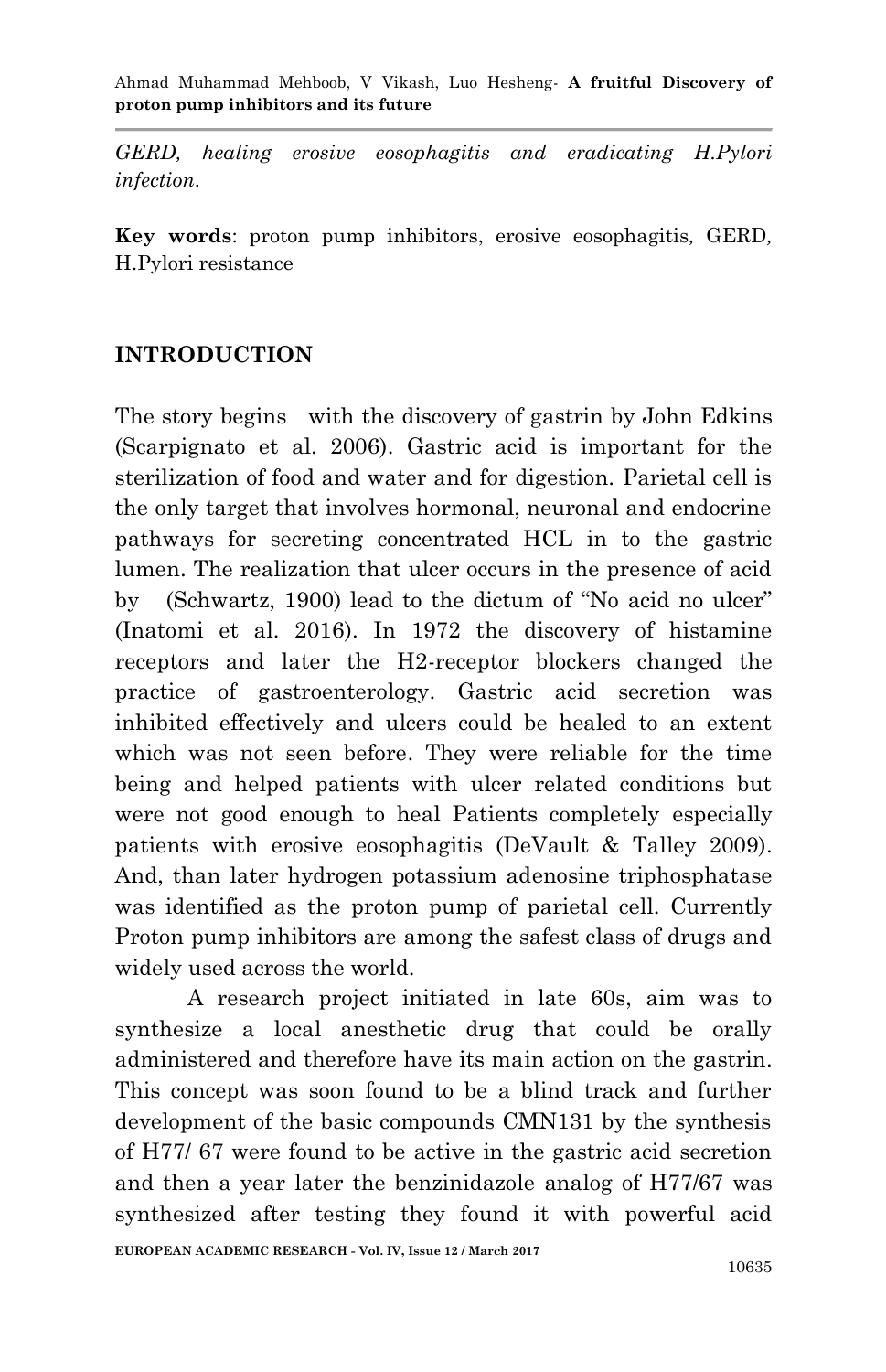*GERD, healing erosive eosophagitis and eradicating H.Pylori infection.*

**Key words**: proton pump inhibitors, erosive eosophagitis, GERD, H.Pylori resistance

## INTRODUCTION

The story begins with the discovery of gastrin by John Edkins (Scarpignato et al. 2006). Gastric acid is important for the sterilization of food and water and for digestion. Parietal cell is the only target that involves hormonal, neuronal and endocrine pathways for secreting concentrated HCL in to the gastric lumen. The realization that ulcer occurs in the presence of acid by (Schwartz, 1900) lead to the dictum of "No acid no ulcer" (Inatomi et al. 2016). In 1972 the discovery of histamine receptors and later the H2-receptor blockers changed the practice of gastroenterology. Gastric acid secretion was inhibited effectively and ulcers could be healed to an extent which was not seen before. They were reliable for the time being and helped patients with ulcer related conditions but were not good enough to heal Patients completely especially patients with erosive eosophagitis (DeVault & Talley 2009). And, than later hydrogen potassium adenosine triphosphatase was identified as the proton pump of parietal cell. Currently Proton pump inhibitors are among the safest class of drugs and widely used across the world.

A research project initiated in late 60s, aim was to synthesize a local anesthetic drug that could be orally administered and therefore have its main action on the gastrin. This concept was soon found to be a blind track and further development of the basic compounds CMN131 by the synthesis of H77/ 67 were found to be active in the gastric acid secretion and then a year later the benzinidazole analog of H77/67 was synthesized after testing they found it with powerful acid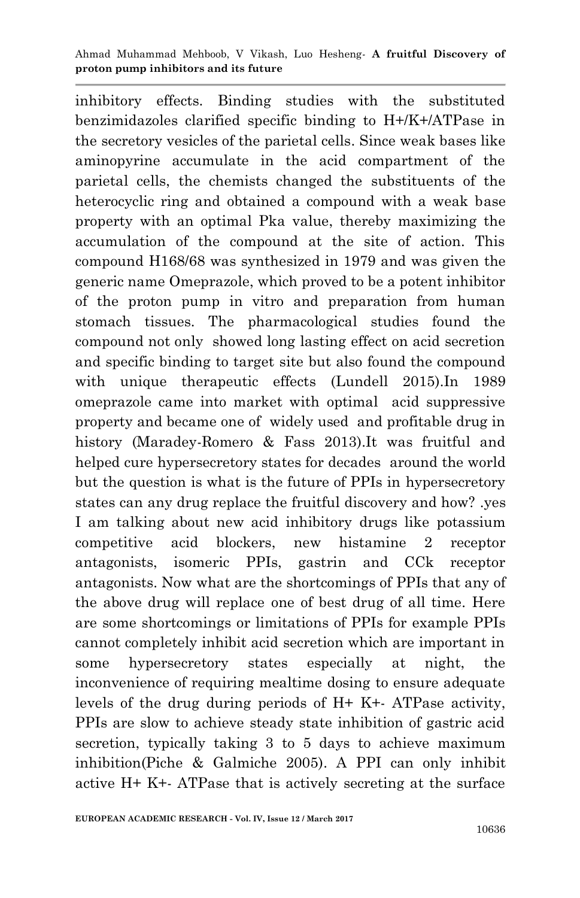inhibitory effects. Binding studies with the substituted benzimidazoles clarified specific binding to H+/K+/ATPase in the secretory vesicles of the parietal cells. Since weak bases like aminopyrine accumulate in the acid compartment of the parietal cells, the chemists changed the substituents of the heterocyclic ring and obtained a compound with a weak base property with an optimal Pka value, thereby maximizing the accumulation of the compound at the site of action. This compound H168/68 was synthesized in 1979 and was given the generic name Omeprazole, which proved to be a potent inhibitor of the proton pump in vitro and preparation from human stomach tissues. The pharmacological studies found the compound not only showed long lasting effect on acid secretion and specific binding to target site but also found the compound with unique therapeutic effects (Lundell 2015).In 1989 omeprazole came into market with optimal acid suppressive property and became one of widely used and profitable drug in history (Maradey-Romero & Fass 2013).It was fruitful and helped cure hypersecretory states for decades around the world but the question is what is the future of PPIs in hypersecretory states can any drug replace the fruitful discovery and how? .yes I am talking about new acid inhibitory drugs like potassium competitive acid blockers, new histamine 2 receptor antagonists, isomeric PPIs, gastrin and CCk receptor antagonists. Now what are the shortcomings of PPIs that any of the above drug will replace one of best drug of all time. Here are some shortcomings or limitations of PPIs for example PPIs cannot completely inhibit acid secretion which are important in some hypersecretory states especially at night, the inconvenience of requiring mealtime dosing to ensure adequate levels of the drug during periods of H+ K+- ATPase activity, PPIs are slow to achieve steady state inhibition of gastric acid secretion, typically taking 3 to 5 days to achieve maximum inhibition(Piche & Galmiche 2005). A PPI can only inhibit active H+ K+- ATPase that is actively secreting at the surface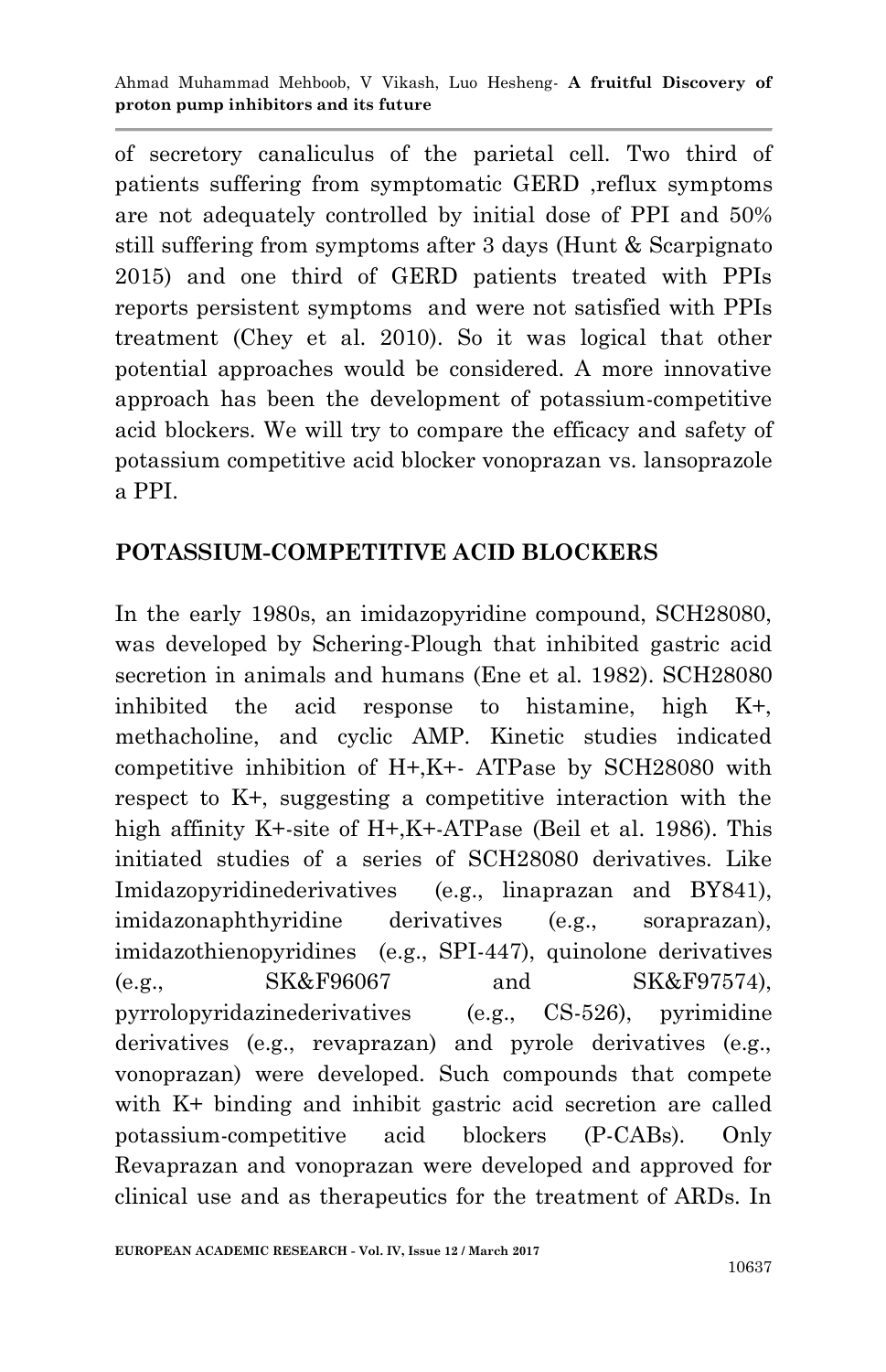of secretory canaliculus of the parietal cell. Two third of patients suffering from symptomatic GERD ,reflux symptoms are not adequately controlled by initial dose of PPI and 50% still suffering from symptoms after 3 days (Hunt & Scarpignato 2015) and one third of GERD patients treated with PPIs reports persistent symptoms and were not satisfied with PPIs treatment (Chey et al. 2010). So it was logical that other potential approaches would be considered. A more innovative approach has been the development of potassium-competitive acid blockers. We will try to compare the efficacy and safety of potassium competitive acid blocker vonoprazan vs. lansoprazole a PPI.

## POTASSIUM-COMPETITIVE ACID BLOCKERS

In the early 1980s, an imidazopyridine compound, SCH28080, was developed by Schering-Plough that inhibited gastric acid secretion in animals and humans (Ene et al. 1982). SCH28080 inhibited the acid response to histamine, high $K^+$, methacholine, and cyclic AMP. Kinetic studies indicated competitive inhibition of $H^+,K^+$- ATPase by SCH28080 with respect to $K^+$, suggesting a competitive interaction with the high affinity $K^+$-site of $H^+,K^+$-ATPase (Beil et al. 1986). This initiated studies of a series of SCH28080 derivatives. Like Imidazopyridinederivatives (e.g., linaprazan and BY841), imidazonaphthyridine derivatives (e.g., soraprazan), imidazothienopyridines (e.g., SPI-447), quinolone derivatives (e.g., SK&F96067 and SK&F97574), pyrrolopyridazinederivatives (e.g., CS-526), pyrimidine derivatives (e.g., revaprazan) and pyrole derivatives (e.g., vonoprazan) were developed. Such compounds that compete with $K^+$ binding and inhibit gastric acid secretion are called potassium-competitive acid blockers (P-CABs). Only Revaprazan and vonoprazan were developed and approved for clinical use and as therapeutics for the treatment of ARDs. In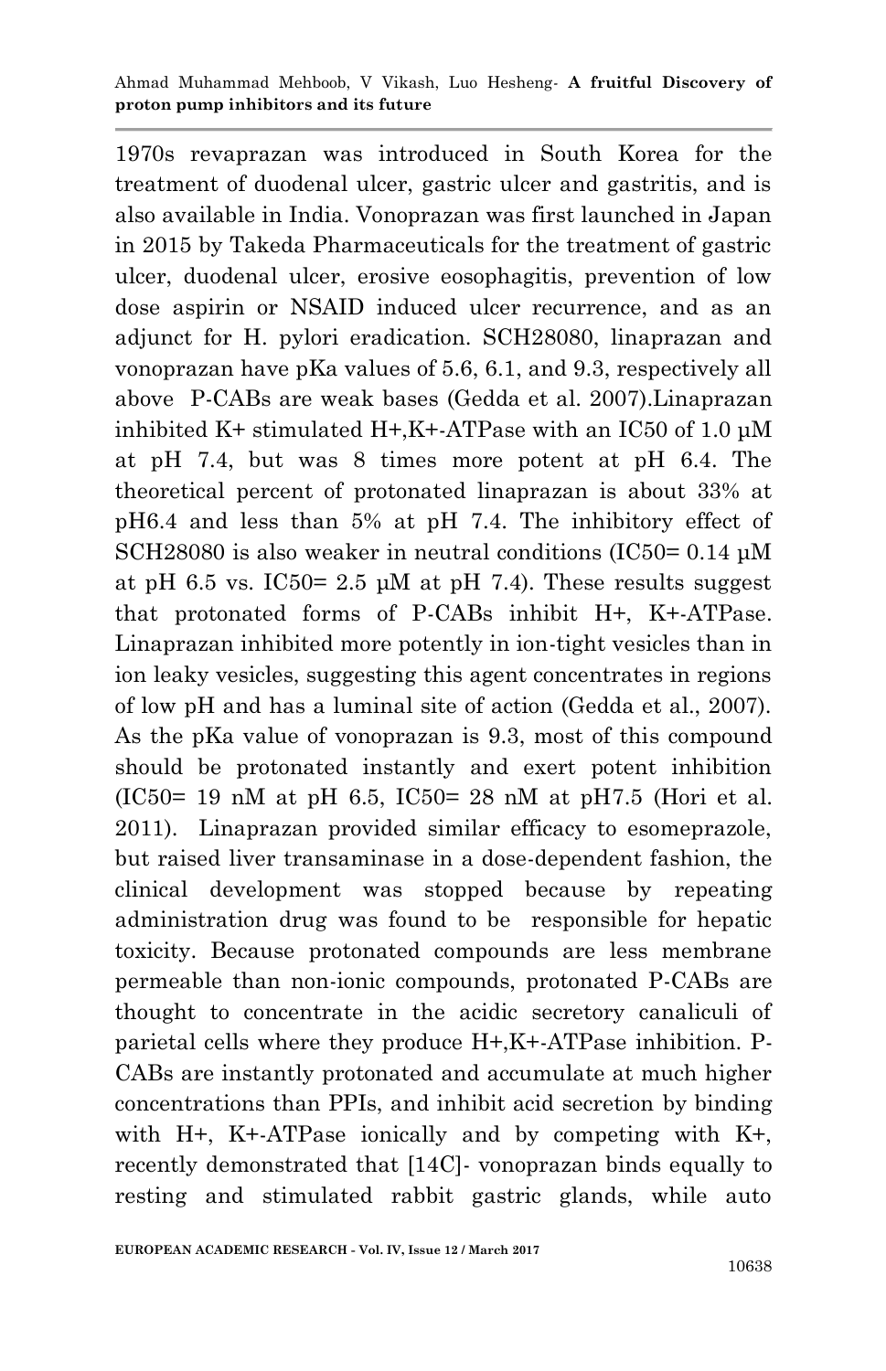1970s revaprazan was introduced in South Korea for the treatment of duodenal ulcer, gastric ulcer and gastritis, and is also available in India. Vonoprazan was first launched in Japan in 2015 by Takeda Pharmaceuticals for the treatment of gastric ulcer, duodenal ulcer, erosive eosophagitis, prevention of low dose aspirin or NSAID induced ulcer recurrence, and as an adjunct for H. pylori eradication. SCH28080, linaprazan and vonoprazan have pKa values of 5.6, 6.1, and 9.3, respectively all above P-CABs are weak bases (Gedda et al. 2007).Linaprazan inhibited $K^+$ stimulated $H^+$,$K^+$-ATPase with an IC50 of 1.0 µM at pH 7.4, but was 8 times more potent at pH 6.4. The theoretical percent of protonated linaprazan is about 33% at pH6.4 and less than 5% at pH 7.4. The inhibitory effect of SCH28080 is also weaker in neutral conditions (IC50= 0.14 µM at pH 6.5 vs. IC50= 2.5 µM at pH 7.4). These results suggest that protonated forms of P-CABs inhibit $H^+$, $K^+$-ATPase. Linaprazan inhibited more potently in ion-tight vesicles than in ion leaky vesicles, suggesting this agent concentrates in regions of low pH and has a luminal site of action (Gedda et al., 2007). As the pKa value of vonoprazan is 9.3, most of this compound should be protonated instantly and exert potent inhibition (IC50= 19 nM at pH 6.5, IC50= 28 nM at pH7.5 (Hori et al. 2011). Linaprazan provided similar efficacy to esomeprazole, but raised liver transaminase in a dose-dependent fashion, the clinical development was stopped because by repeating administration drug was found to be responsible for hepatic toxicity. Because protonated compounds are less membrane permeable than non-ionic compounds, protonated P-CABs are thought to concentrate in the acidic secretory canaliculi of parietal cells where they produce $H^+$,$K^+$-ATPase inhibition. P-CABs are instantly protonated and accumulate at much higher concentrations than PPIs, and inhibit acid secretion by binding with $H^+$, $K^+$-ATPase ionically and by competing with $K^+$, recently demonstrated that [14C]- vonoprazan binds equally to resting and stimulated rabbit gastric glands, while auto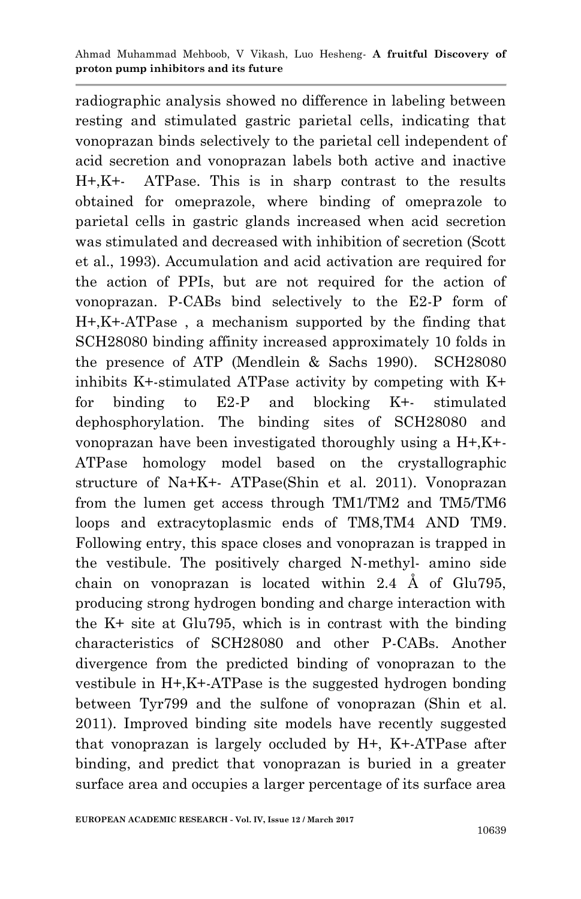radiographic analysis showed no difference in labeling between resting and stimulated gastric parietal cells, indicating that vonoprazan binds selectively to the parietal cell independent of acid secretion and vonoprazan labels both active and inactive $H^+,K^+$- ATPase. This is in sharp contrast to the results obtained for omeprazole, where binding of omeprazole to parietal cells in gastric glands increased when acid secretion was stimulated and decreased with inhibition of secretion (Scott et al., 1993). Accumulation and acid activation are required for the action of PPIs, but are not required for the action of vonoprazan. P-CABs bind selectively to the E2-P form of $H^+,K^+$-ATPase , a mechanism supported by the finding that SCH28080 binding affinity increased approximately 10 folds in the presence of ATP (Mendlein & Sachs 1990). SCH28080 inhibits $K^+$-stimulated ATPase activity by competing with $K^+$ for binding to E2-P and blocking $K^+$- stimulated dephosphorylation. The binding sites of SCH28080 and vonoprazan have been investigated thoroughly using a $H^+,K^+$-ATPase homology model based on the crystallographic structure of $Na^+K^+$- ATPase(Shin et al. 2011). Vonoprazan from the lumen get access through TM1/TM2 and TM5/TM6 loops and extracytoplasmic ends of TM8,TM4 AND TM9. Following entry, this space closes and vonoprazan is trapped in the vestibule. The positively charged N-methyl- amino side chain on vonoprazan is located within 2.4 Å of Glu795, producing strong hydrogen bonding and charge interaction with the $K^+$ site at Glu795, which is in contrast with the binding characteristics of SCH28080 and other P-CABs. Another divergence from the predicted binding of vonoprazan to the vestibule in $H^+,K^+$-ATPase is the suggested hydrogen bonding between Tyr799 and the sulfone of vonoprazan (Shin et al. 2011). Improved binding site models have recently suggested that vonoprazan is largely occluded by $H^+$, $K^+$-ATPase after binding, and predict that vonoprazan is buried in a greater surface area and occupies a larger percentage of its surface area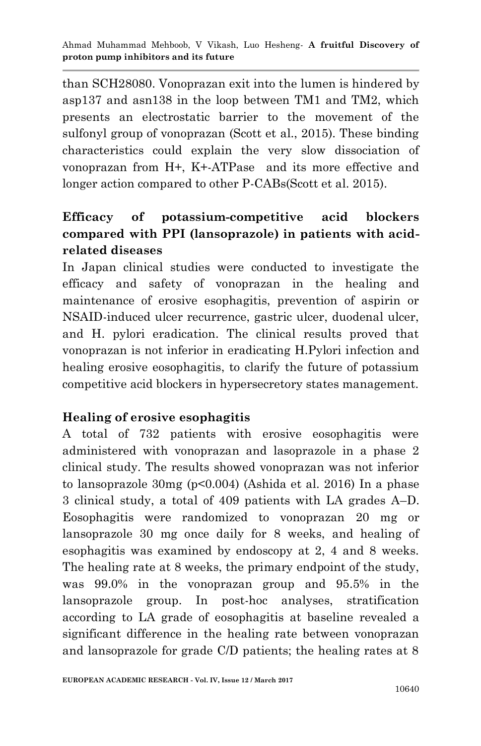than SCH28080. Vonoprazan exit into the lumen is hindered by asp137 and asn138 in the loop between TM1 and TM2, which presents an electrostatic barrier to the movement of the sulfonyl group of vonoprazan (Scott et al., 2015). These binding characteristics could explain the very slow dissociation of vonoprazan from H+, K+-ATPase and its more effective and longer action compared to other P-CABs(Scott et al. 2015).

## Efficacy of potassium-competitive acid blockers compared with PPI (lansoprazole) in patients with acid-related diseases

In Japan clinical studies were conducted to investigate the efficacy and safety of vonoprazan in the healing and maintenance of erosive esophagitis, prevention of aspirin or NSAID-induced ulcer recurrence, gastric ulcer, duodenal ulcer, and H. pylori eradication. The clinical results proved that vonoprazan is not inferior in eradicating H.Pylori infection and healing erosive eosophagitis, to clarify the future of potassium competitive acid blockers in hypersecretory states management.

## Healing of erosive esophagitis

A total of 732 patients with erosive eosophagitis were administered with vonoprazan and lasoprazole in a phase 2 clinical study. The results showed vonoprazan was not inferior to lansoprazole 30mg ($p<0.004$) (Ashida et al. 2016) In a phase 3 clinical study, a total of 409 patients with LA grades A–D. Eosophagitis were randomized to vonoprazan 20 mg or lansoprazole 30 mg once daily for 8 weeks, and healing of esophagitis was examined by endoscopy at 2, 4 and 8 weeks. The healing rate at 8 weeks, the primary endpoint of the study, was 99.0% in the vonoprazan group and 95.5% in the lansoprazole group. In post-hoc analyses, stratification according to LA grade of eosophagitis at baseline revealed a significant difference in the healing rate between vonoprazan and lansoprazole for grade C/D patients; the healing rates at 8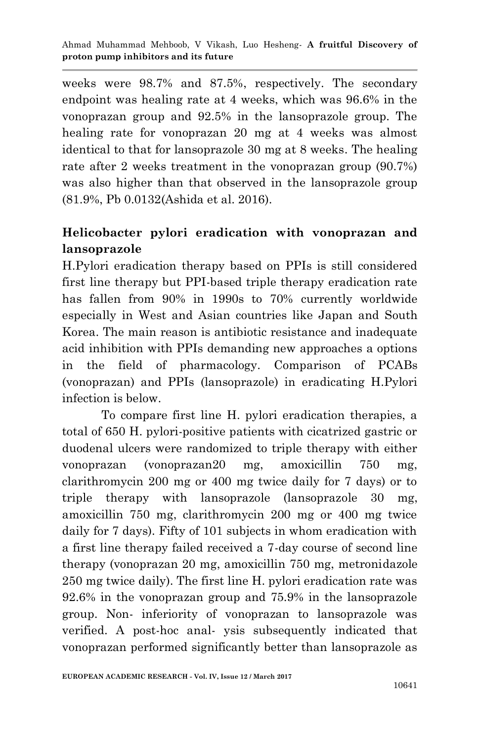weeks were 98.7% and 87.5%, respectively. The secondary endpoint was healing rate at 4 weeks, which was 96.6% in the vonoprazan group and 92.5% in the lansoprazole group. The healing rate for vonoprazan 20 mg at 4 weeks was almost identical to that for lansoprazole 30 mg at 8 weeks. The healing rate after 2 weeks treatment in the vonoprazan group (90.7%) was also higher than that observed in the lansoprazole group (81.9%, Pb 0.0132(Ashida et al. 2016).

## Helicobacter pylori eradication with vonoprazan and lansoprazole

H.Pylori eradication therapy based on PPIs is still considered first line therapy but PPI-based triple therapy eradication rate has fallen from 90% in 1990s to 70% currently worldwide especially in West and Asian countries like Japan and South Korea. The main reason is antibiotic resistance and inadequate acid inhibition with PPIs demanding new approaches a options in the field of pharmacology. Comparison of PCABs (vonoprazan) and PPIs (lansoprazole) in eradicating H.Pylori infection is below.

To compare first line H. pylori eradication therapies, a total of 650 H. pylori-positive patients with cicatrized gastric or duodenal ulcers were randomized to triple therapy with either vonoprazan (vonoprazan20 mg, amoxicillin 750 mg, clarithromycin 200 mg or 400 mg twice daily for 7 days) or to triple therapy with lansoprazole (lansoprazole 30 mg, amoxicillin 750 mg, clarithromycin 200 mg or 400 mg twice daily for 7 days). Fifty of 101 subjects in whom eradication with a first line therapy failed received a 7-day course of second line therapy (vonoprazan 20 mg, amoxicillin 750 mg, metronidazole 250 mg twice daily). The first line H. pylori eradication rate was 92.6% in the vonoprazan group and 75.9% in the lansoprazole group. Non- inferiority of vonoprazan to lansoprazole was verified. A post-hoc anal- ysis subsequently indicated that vonoprazan performed significantly better than lansoprazole as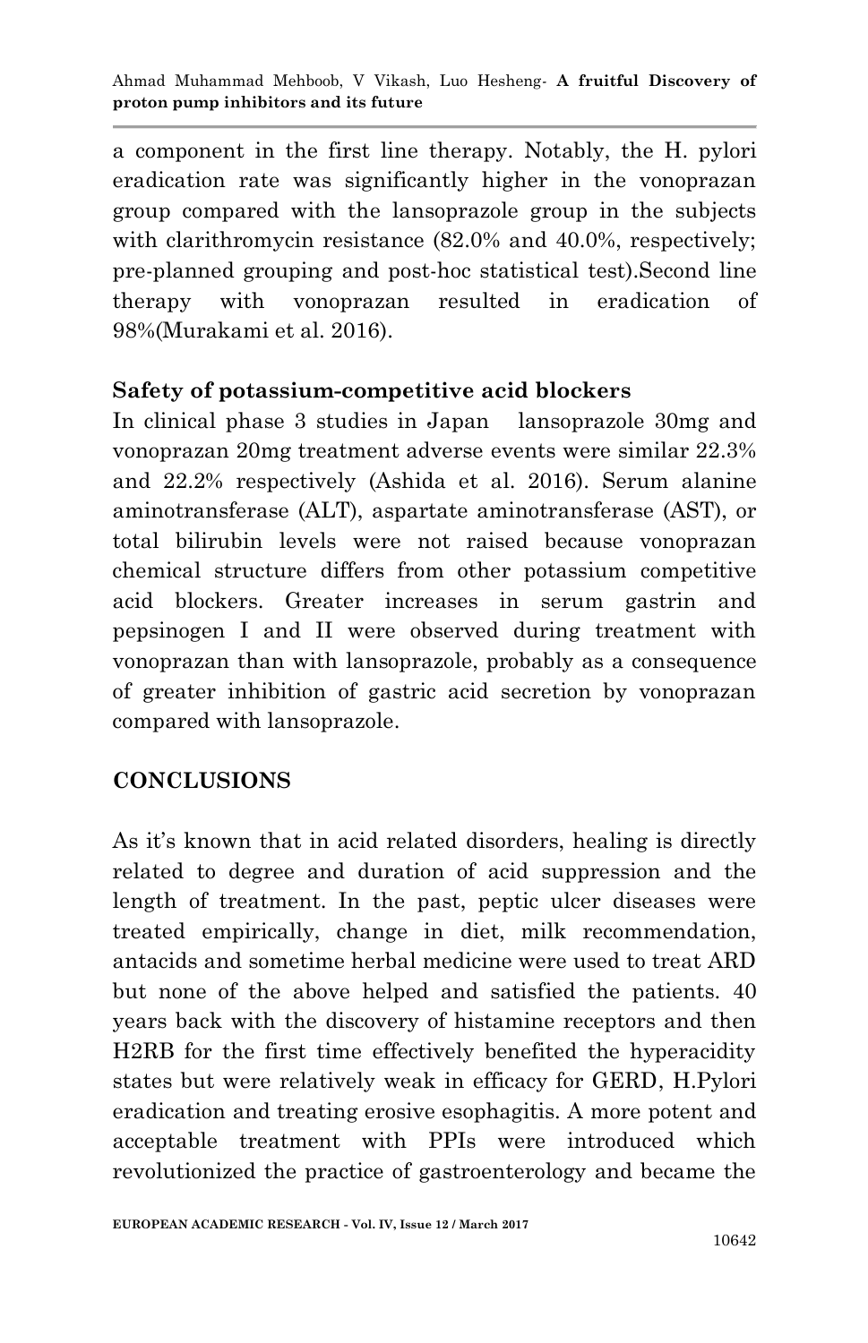a component in the first line therapy. Notably, the H. pylori eradication rate was significantly higher in the vonoprazan group compared with the lansoprazole group in the subjects with clarithromycin resistance (82.0% and 40.0%, respectively; pre-planned grouping and post-hoc statistical test).Second line therapy with vonoprazan resulted in eradication of 98%(Murakami et al. 2016).

### Safety of potassium-competitive acid blockers

In clinical phase 3 studies in Japan  lansoprazole 30mg and vonoprazan 20mg treatment adverse events were similar 22.3% and 22.2% respectively (Ashida et al. 2016). Serum alanine aminotransferase (ALT), aspartate aminotransferase (AST), or total bilirubin levels were not raised because vonoprazan chemical structure differs from other potassium competitive acid blockers. Greater increases in serum gastrin and pepsinogen I and II were observed during treatment with vonoprazan than with lansoprazole, probably as a consequence of greater inhibition of gastric acid secretion by vonoprazan compared with lansoprazole.

## CONCLUSIONS

As it's known that in acid related disorders, healing is directly related to degree and duration of acid suppression and the length of treatment. In the past, peptic ulcer diseases were treated empirically, change in diet, milk recommendation, antacids and sometime herbal medicine were used to treat ARD but none of the above helped and satisfied the patients. 40 years back with the discovery of histamine receptors and then H2RB for the first time effectively benefited the hyperacidity states but were relatively weak in efficacy for GERD, H.Pylori eradication and treating erosive esophagitis. A more potent and acceptable treatment with PPIs were introduced which revolutionized the practice of gastroenterology and became the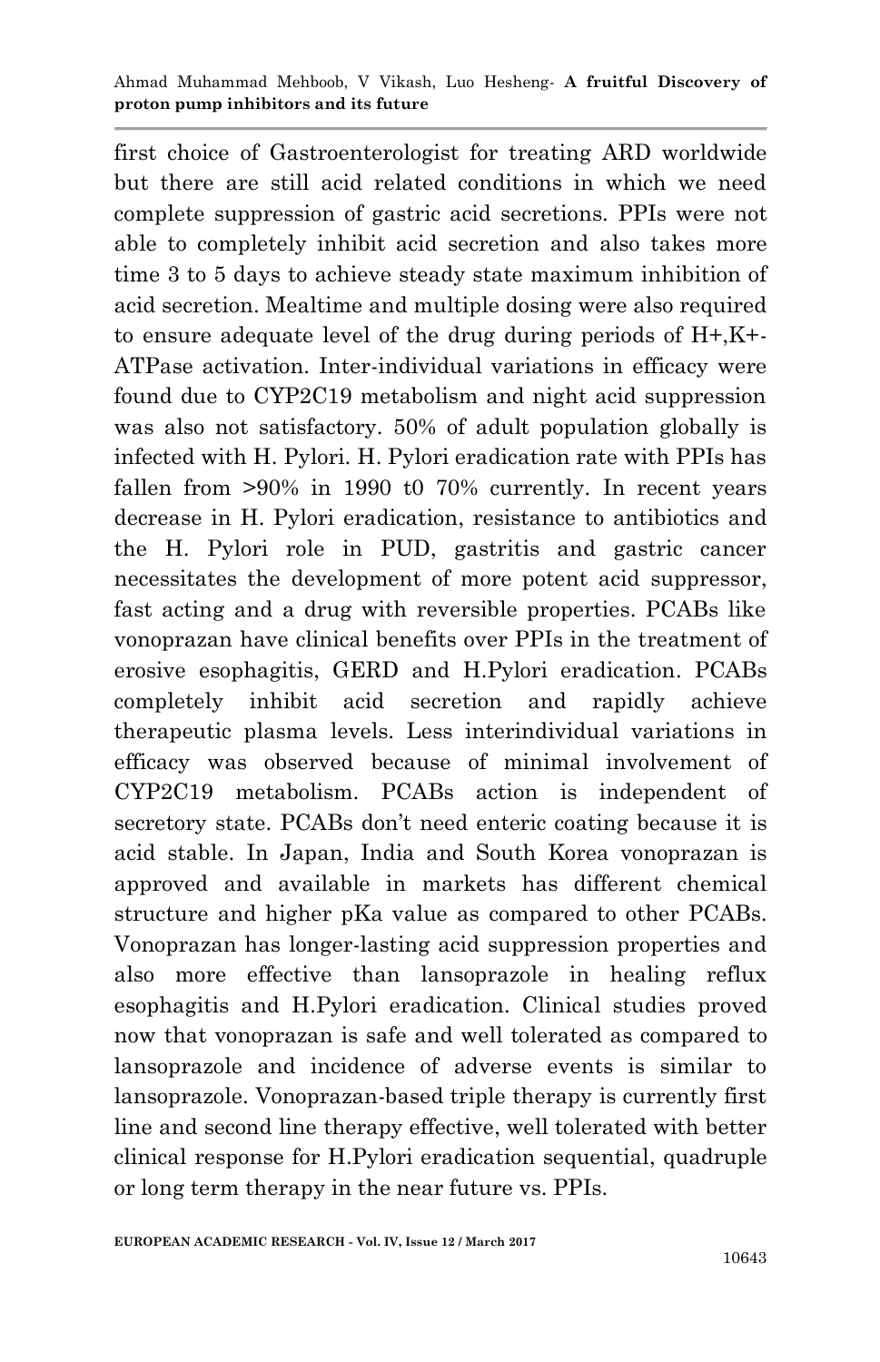first choice of Gastroenterologist for treating ARD worldwide but there are still acid related conditions in which we need complete suppression of gastric acid secretions. PPIs were not able to completely inhibit acid secretion and also takes more time 3 to 5 days to achieve steady state maximum inhibition of acid secretion. Mealtime and multiple dosing were also required to ensure adequate level of the drug during periods of $H^+,K^+$-ATPase activation. Inter-individual variations in efficacy were found due to CYP2C19 metabolism and night acid suppression was also not satisfactory. 50% of adult population globally is infected with H. Pylori. H. Pylori eradication rate with PPIs has fallen from >90% in 1990 t0 70% currently. In recent years decrease in H. Pylori eradication, resistance to antibiotics and the H. Pylori role in PUD, gastritis and gastric cancer necessitates the development of more potent acid suppressor, fast acting and a drug with reversible properties. PCABs like vonoprazan have clinical benefits over PPIs in the treatment of erosive esophagitis, GERD and H.Pylori eradication. PCABs completely inhibit acid secretion and rapidly achieve therapeutic plasma levels. Less interindividual variations in efficacy was observed because of minimal involvement of CYP2C19 metabolism. PCABs action is independent of secretory state. PCABs don't need enteric coating because it is acid stable. In Japan, India and South Korea vonoprazan is approved and available in markets has different chemical structure and higher pKa value as compared to other PCABs. Vonoprazan has longer-lasting acid suppression properties and also more effective than lansoprazole in healing reflux esophagitis and H.Pylori eradication. Clinical studies proved now that vonoprazan is safe and well tolerated as compared to lansoprazole and incidence of adverse events is similar to lansoprazole. Vonoprazan-based triple therapy is currently first line and second line therapy effective, well tolerated with better clinical response for H.Pylori eradication sequential, quadruple or long term therapy in the near future vs. PPIs.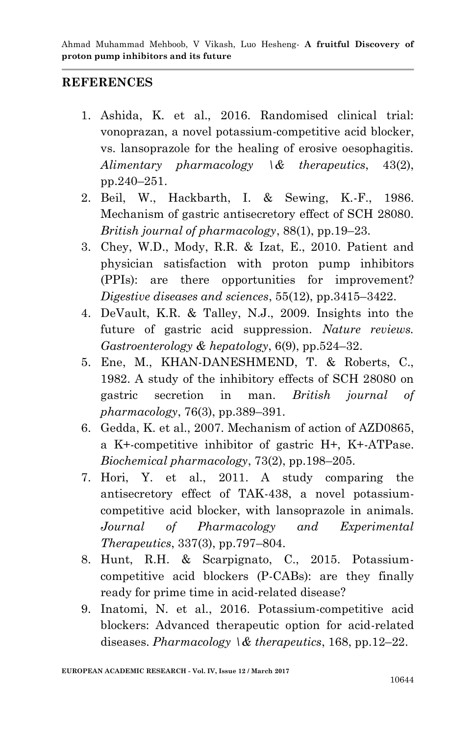## REFERENCES

1. Ashida, K. et al., 2016. Randomised clinical trial: vonoprazan, a novel potassium-competitive acid blocker, vs. lansoprazole for the healing of erosive oesophagitis. *Alimentary pharmacology \& therapeutics*, 43(2), pp.240–251.
2. Beil, W., Hackbarth, I. & Sewing, K.-F., 1986. Mechanism of gastric antisecretory effect of SCH 28080. *British journal of pharmacology*, 88(1), pp.19–23.
3. Chey, W.D., Mody, R.R. & Izat, E., 2010. Patient and physician satisfaction with proton pump inhibitors (PPIs): are there opportunities for improvement? *Digestive diseases and sciences*, 55(12), pp.3415–3422.
4. DeVault, K.R. & Talley, N.J., 2009. Insights into the future of gastric acid suppression. *Nature reviews. Gastroenterology & hepatology*, 6(9), pp.524–32.
5. Ene, M., KHAN-DANESHMEND, T. & Roberts, C., 1982. A study of the inhibitory effects of SCH 28080 on gastric secretion in man. *British journal of pharmacology*, 76(3), pp.389–391.
6. Gedda, K. et al., 2007. Mechanism of action of AZD0865, a K+-competitive inhibitor of gastric H+, K+-ATPase. *Biochemical pharmacology*, 73(2), pp.198–205.
7. Hori, Y. et al., 2011. A study comparing the antisecretory effect of TAK-438, a novel potassium-competitive acid blocker, with lansoprazole in animals. *Journal of Pharmacology and Experimental Therapeutics*, 337(3), pp.797–804.
8. Hunt, R.H. & Scarpignato, C., 2015. Potassium-competitive acid blockers (P-CABs): are they finally ready for prime time in acid-related disease?
9. Inatomi, N. et al., 2016. Potassium-competitive acid blockers: Advanced therapeutic option for acid-related diseases. *Pharmacology \& therapeutics*, 168, pp.12–22.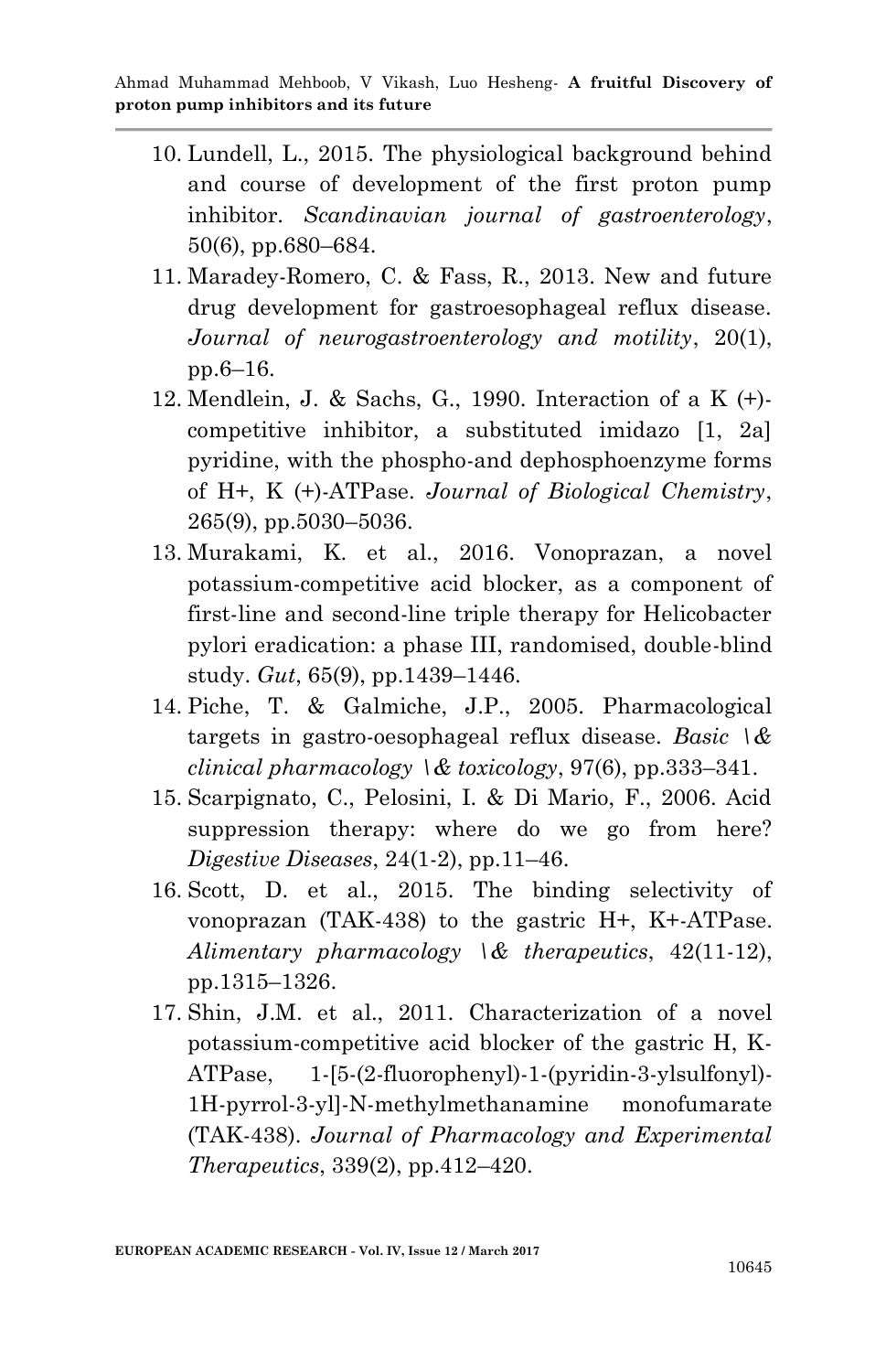10. Lundell, L., 2015. The physiological background behind and course of development of the first proton pump inhibitor. *Scandinavian journal of gastroenterology*, 50(6), pp.680–684.
11. Maradey-Romero, C. & Fass, R., 2013. New and future drug development for gastroesophageal reflux disease. *Journal of neurogastroenterology and motility*, 20(1), pp.6–16.
12. Mendlein, J. & Sachs, G., 1990. Interaction of a K (+)-competitive inhibitor, a substituted imidazo [1, 2a] pyridine, with the phospho-and dephosphoenzyme forms of H+, K (+)-ATPase. *Journal of Biological Chemistry*, 265(9), pp.5030–5036.
13. Murakami, K. et al., 2016. Vonoprazan, a novel potassium-competitive acid blocker, as a component of first-line and second-line triple therapy for Helicobacter pylori eradication: a phase III, randomised, double-blind study. *Gut*, 65(9), pp.1439–1446.
14. Piche, T. & Galmiche, J.P., 2005. Pharmacological targets in gastro-oesophageal reflux disease. *Basic \& clinical pharmacology \& toxicology*, 97(6), pp.333–341.
15. Scarpignato, C., Pelosini, I. & Di Mario, F., 2006. Acid suppression therapy: where do we go from here? *Digestive Diseases*, 24(1-2), pp.11–46.
16. Scott, D. et al., 2015. The binding selectivity of vonoprazan (TAK-438) to the gastric H+, K+-ATPase. *Alimentary pharmacology \& therapeutics*, 42(11-12), pp.1315–1326.
17. Shin, J.M. et al., 2011. Characterization of a novel potassium-competitive acid blocker of the gastric H, K-ATPase, 1-[5-(2-fluorophenyl)-1-(pyridin-3-ylsulfonyl)-1H-pyrrol-3-yl]-N-methylmethanamine monofumarate (TAK-438). *Journal of Pharmacology and Experimental Therapeutics*, 339(2), pp.412–420.